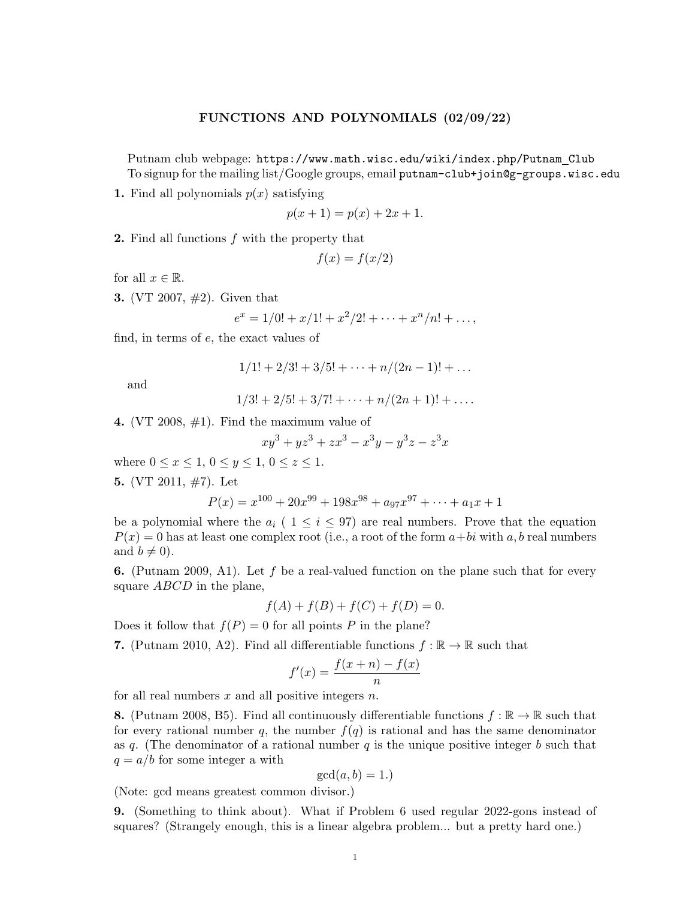# FUNCTIONS AND POLYNOMIALS (02/09/22)

Putnam club webpage: `https://www.math.wisc.edu/wiki/index.php/Putnam_Club`
To signup for the mailing list/Google groups, email `putnam-club+join@g-groups.wisc.edu`

**1.** Find all polynomials $p(x)$ satisfying

$$p(x+1) = p(x) + 2x + 1.$$

**2.** Find all functions $f$ with the property that

$$f(x) = f(x/2)$$

for all $x \in \mathbb{R}$.

**3.** (VT 2007, #2). Given that

$$e^x = 1/0! + x/1! + x^2/2! + \cdots + x^n/n! + \ldots,$$

find, in terms of $e$, the exact values of

$$1/1! + 2/3! + 3/5! + \cdots + n/(2n-1)! + \ldots$$

and

$$1/3! + 2/5! + 3/7! + \cdots + n/(2n+1)! + \ldots.$$

**4.** (VT 2008, #1). Find the maximum value of

$$xy^3 + yz^3 + zx^3 - x^3y - y^3z - z^3x$$

where $0 \leq x \leq 1$, $0 \leq y \leq 1$, $0 \leq z \leq 1$.

**5.** (VT 2011, #7). Let

$$P(x) = x^{100} + 20x^{99} + 198x^{98} + a_{97}x^{97} + \cdots + a_1x + 1$$

be a polynomial where the $a_i$ ( $1 \leq i \leq 97$) are real numbers. Prove that the equation $P(x) = 0$ has at least one complex root (i.e., a root of the form $a+bi$ with $a, b$ real numbers and $b \neq 0$).

**6.** (Putnam 2009, A1). Let $f$ be a real-valued function on the plane such that for every square $ABCD$ in the plane,

$$f(A) + f(B) + f(C) + f(D) = 0.$$

Does it follow that $f(P) = 0$ for all points $P$ in the plane?

**7.** (Putnam 2010, A2). Find all differentiable functions $f : \mathbb{R} \to \mathbb{R}$ such that

$$f'(x) = \frac{f(x+n) - f(x)}{n}$$

for all real numbers $x$ and all positive integers $n$.

**8.** (Putnam 2008, B5). Find all continuously differentiable functions $f : \mathbb{R} \to \mathbb{R}$ such that for every rational number $q$, the number $f(q)$ is rational and has the same denominator as $q$. (The denominator of a rational number $q$ is the unique positive integer $b$ such that $q = a/b$ for some integer $a$ with

$$\gcd(a, b) = 1.)$$

(Note: gcd means greatest common divisor.)

**9.** (Something to think about). What if Problem 6 used regular 2022-gons instead of squares? (Strangely enough, this is a linear algebra problem... but a pretty hard one.)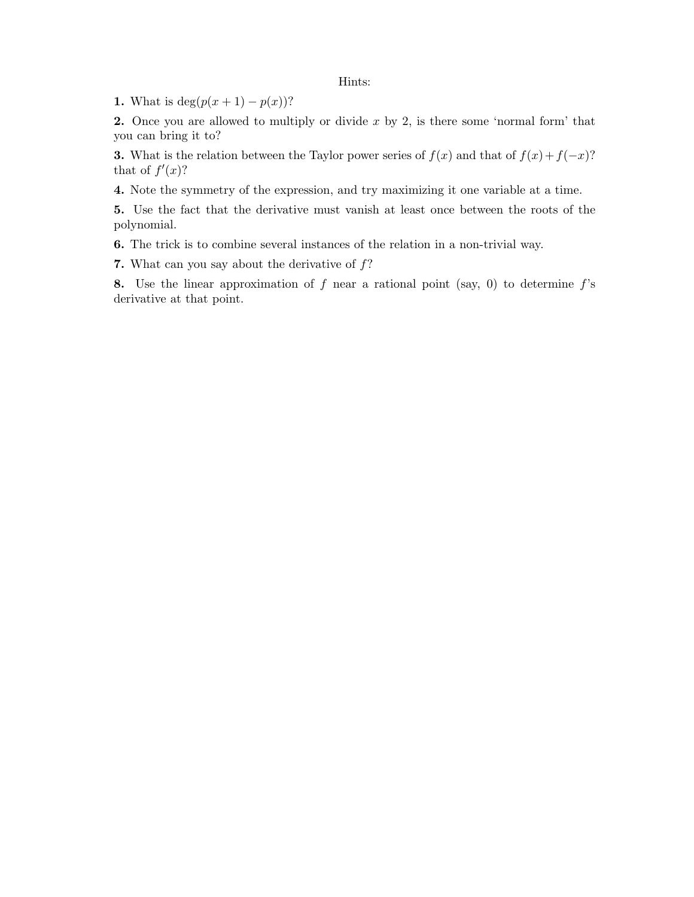Hints:

**1.** What is $\deg(p(x+1) - p(x))$?

**2.** Once you are allowed to multiply or divide $x$ by 2, is there some 'normal form' that you can bring it to?

**3.** What is the relation between the Taylor power series of $f(x)$ and that of $f(x) + f(-x)$? that of $f'(x)$?

**4.** Note the symmetry of the expression, and try maximizing it one variable at a time.

**5.** Use the fact that the derivative must vanish at least once between the roots of the polynomial.

**6.** The trick is to combine several instances of the relation in a non-trivial way.

**7.** What can you say about the derivative of $f$?

**8.** Use the linear approximation of $f$ near a rational point (say, 0) to determine $f$'s derivative at that point.